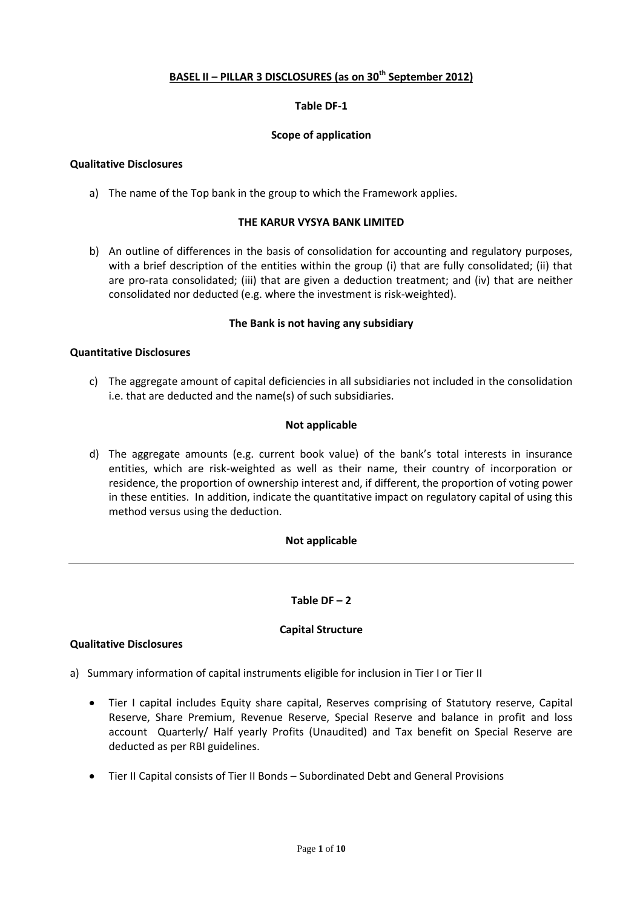# BASEL II – PILLAR 3 DISCLOSURES (as on 30th September 2012)

## Table DF-1

### Scope of application

**Qualitative Disclosures**

a) The name of the Top bank in the group to which the Framework applies.

**THE KARUR VYSYA BANK LIMITED**

b) An outline of differences in the basis of consolidation for accounting and regulatory purposes, with a brief description of the entities within the group (i) that are fully consolidated; (ii) that are pro-rata consolidated; (iii) that are given a deduction treatment; and (iv) that are neither consolidated nor deducted (e.g. where the investment is risk-weighted).

**The Bank is not having any subsidiary**

**Quantitative Disclosures**

c) The aggregate amount of capital deficiencies in all subsidiaries not included in the consolidation i.e. that are deducted and the name(s) of such subsidiaries.

**Not applicable**

d) The aggregate amounts (e.g. current book value) of the bank's total interests in insurance entities, which are risk-weighted as well as their name, their country of incorporation or residence, the proportion of ownership interest and, if different, the proportion of voting power in these entities. In addition, indicate the quantitative impact on regulatory capital of using this method versus using the deduction.

**Not applicable**

---

## Table DF – 2

### Capital Structure

**Qualitative Disclosures**

a) Summary information of capital instruments eligible for inclusion in Tier I or Tier II

- Tier I capital includes Equity share capital, Reserves comprising of Statutory reserve, Capital Reserve, Share Premium, Revenue Reserve, Special Reserve and balance in profit and loss account Quarterly/ Half yearly Profits (Unaudited) and Tax benefit on Special Reserve are deducted as per RBI guidelines.

- Tier II Capital consists of Tier II Bonds – Subordinated Debt and General Provisions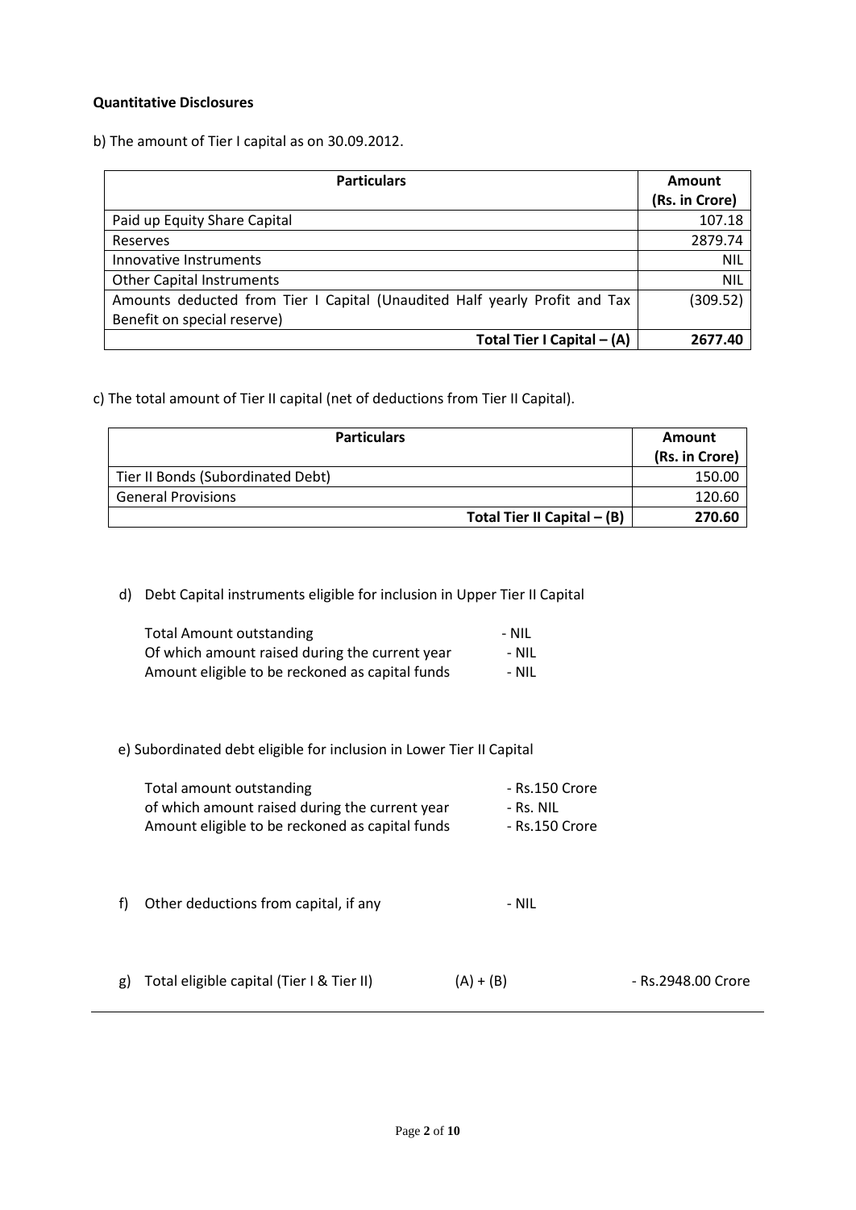**Quantitative Disclosures**

b) The amount of Tier I capital as on 30.09.2012.

| Particulars | Amount (Rs. in Crore) |
|---|---|
| Paid up Equity Share Capital | 107.18 |
| Reserves | 2879.74 |
| Innovative Instruments | NIL |
| Other Capital Instruments | NIL |
| Amounts deducted from Tier I Capital (Unaudited Half yearly Profit and Tax Benefit on special reserve) | (309.52) |
| **Total Tier I Capital – (A)** | **2677.40** |

c) The total amount of Tier II capital (net of deductions from Tier II Capital).

| Particulars | Amount (Rs. in Crore) |
|---|---|
| Tier II Bonds (Subordinated Debt) | 150.00 |
| General Provisions | 120.60 |
| **Total Tier II Capital – (B)** | **270.60** |

d) Debt Capital instruments eligible for inclusion in Upper Tier II Capital

Total Amount outstanding - NIL
Of which amount raised during the current year - NIL
Amount eligible to be reckoned as capital funds - NIL

e) Subordinated debt eligible for inclusion in Lower Tier II Capital

Total amount outstanding - Rs.150 Crore
of which amount raised during the current year - Rs. NIL
Amount eligible to be reckoned as capital funds - Rs.150 Crore

f) Other deductions from capital, if any - NIL

g) Total eligible capital (Tier I & Tier II) (A) + (B) - Rs.2948.00 Crore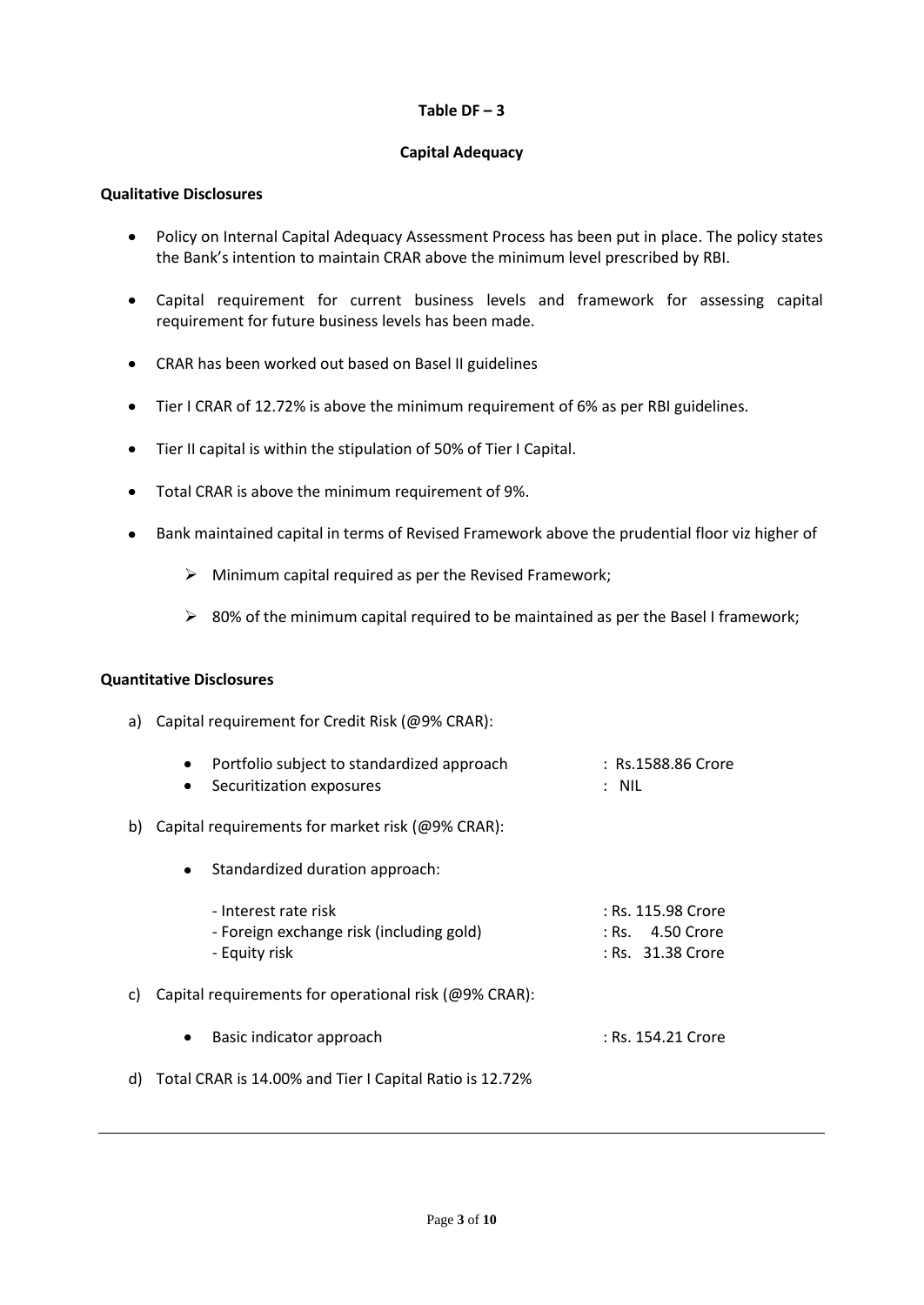## Table DF – 3

### Capital Adequacy

**Qualitative Disclosures**

- Policy on Internal Capital Adequacy Assessment Process has been put in place. The policy states the Bank's intention to maintain CRAR above the minimum level prescribed by RBI.
- Capital requirement for current business levels and framework for assessing capital requirement for future business levels has been made.
- CRAR has been worked out based on Basel II guidelines
- Tier I CRAR of 12.72% is above the minimum requirement of 6% as per RBI guidelines.
- Tier II capital is within the stipulation of 50% of Tier I Capital.
- Total CRAR is above the minimum requirement of 9%.
- Bank maintained capital in terms of Revised Framework above the prudential floor viz higher of
  - Minimum capital required as per the Revised Framework;
  - 80% of the minimum capital required to be maintained as per the Basel I framework;

**Quantitative Disclosures**

a) Capital requirement for Credit Risk (@9% CRAR):

- Portfolio subject to standardized approach : Rs.1588.86 Crore
- Securitization exposures : NIL

b) Capital requirements for market risk (@9% CRAR):

- Standardized duration approach:
  - Interest rate risk : Rs. 115.98 Crore
  - Foreign exchange risk (including gold) : Rs. 4.50 Crore
  - Equity risk : Rs. 31.38 Crore

c) Capital requirements for operational risk (@9% CRAR):

- Basic indicator approach : Rs. 154.21 Crore

d) Total CRAR is 14.00% and Tier I Capital Ratio is 12.72%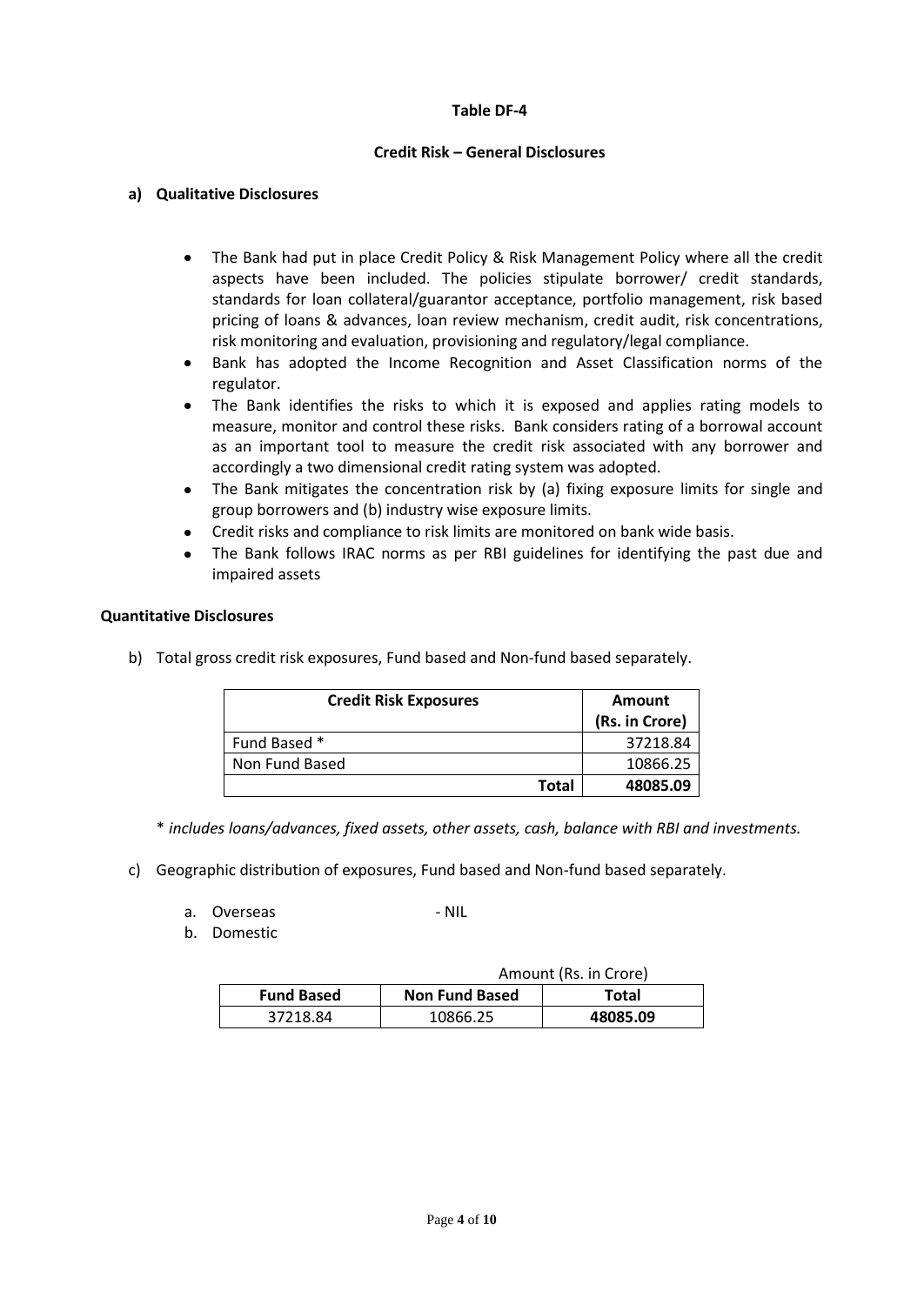# Table DF-4

## Credit Risk – General Disclosures

### a) Qualitative Disclosures

- The Bank had put in place Credit Policy & Risk Management Policy where all the credit aspects have been included. The policies stipulate borrower/ credit standards, standards for loan collateral/guarantor acceptance, portfolio management, risk based pricing of loans & advances, loan review mechanism, credit audit, risk concentrations, risk monitoring and evaluation, provisioning and regulatory/legal compliance.
- Bank has adopted the Income Recognition and Asset Classification norms of the regulator.
- The Bank identifies the risks to which it is exposed and applies rating models to measure, monitor and control these risks. Bank considers rating of a borrowal account as an important tool to measure the credit risk associated with any borrower and accordingly a two dimensional credit rating system was adopted.
- The Bank mitigates the concentration risk by (a) fixing exposure limits for single and group borrowers and (b) industry wise exposure limits.
- Credit risks and compliance to risk limits are monitored on bank wide basis.
- The Bank follows IRAC norms as per RBI guidelines for identifying the past due and impaired assets

### Quantitative Disclosures

b) Total gross credit risk exposures, Fund based and Non-fund based separately.

| Credit Risk Exposures | Amount (Rs. in Crore) |
|---|---|
| Fund Based * | 37218.84 |
| Non Fund Based | 10866.25 |
| **Total** | **48085.09** |

* *includes loans/advances, fixed assets, other assets, cash, balance with RBI and investments.*

c) Geographic distribution of exposures, Fund based and Non-fund based separately.

a. Overseas - NIL

b. Domestic

Amount (Rs. in Crore)

| Fund Based | Non Fund Based | Total |
|---|---|---|
| 37218.84 | 10866.25 | **48085.09** |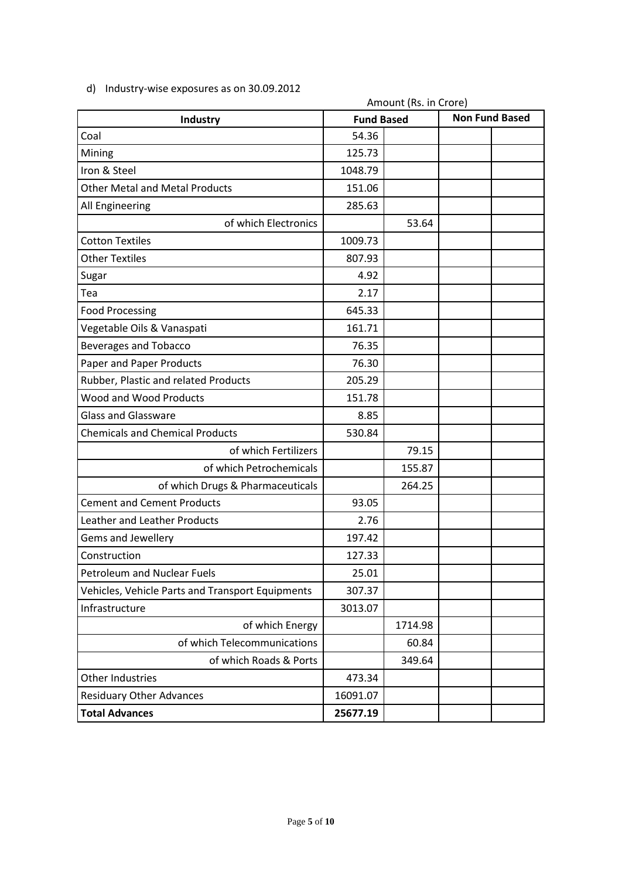d) Industry-wise exposures as on 30.09.2012

Amount (Rs. in Crore)

| Industry | Fund Based | | Non Fund Based | |
|---|---|---|---|---|
| Coal | 54.36 | | | |
| Mining | 125.73 | | | |
| Iron & Steel | 1048.79 | | | |
| Other Metal and Metal Products | 151.06 | | | |
| All Engineering | 285.63 | | | |
| of which Electronics | | 53.64 | | |
| Cotton Textiles | 1009.73 | | | |
| Other Textiles | 807.93 | | | |
| Sugar | 4.92 | | | |
| Tea | 2.17 | | | |
| Food Processing | 645.33 | | | |
| Vegetable Oils & Vanaspati | 161.71 | | | |
| Beverages and Tobacco | 76.35 | | | |
| Paper and Paper Products | 76.30 | | | |
| Rubber, Plastic and related Products | 205.29 | | | |
| Wood and Wood Products | 151.78 | | | |
| Glass and Glassware | 8.85 | | | |
| Chemicals and Chemical Products | 530.84 | | | |
| of which Fertilizers | | 79.15 | | |
| of which Petrochemicals | | 155.87 | | |
| of which Drugs & Pharmaceuticals | | 264.25 | | |
| Cement and Cement Products | 93.05 | | | |
| Leather and Leather Products | 2.76 | | | |
| Gems and Jewellery | 197.42 | | | |
| Construction | 127.33 | | | |
| Petroleum and Nuclear Fuels | 25.01 | | | |
| Vehicles, Vehicle Parts and Transport Equipments | 307.37 | | | |
| Infrastructure | 3013.07 | | | |
| of which Energy | | 1714.98 | | |
| of which Telecommunications | | 60.84 | | |
| of which Roads & Ports | | 349.64 | | |
| Other Industries | 473.34 | | | |
| Residuary Other Advances | 16091.07 | | | |
| **Total Advances** | **25677.19** | | | |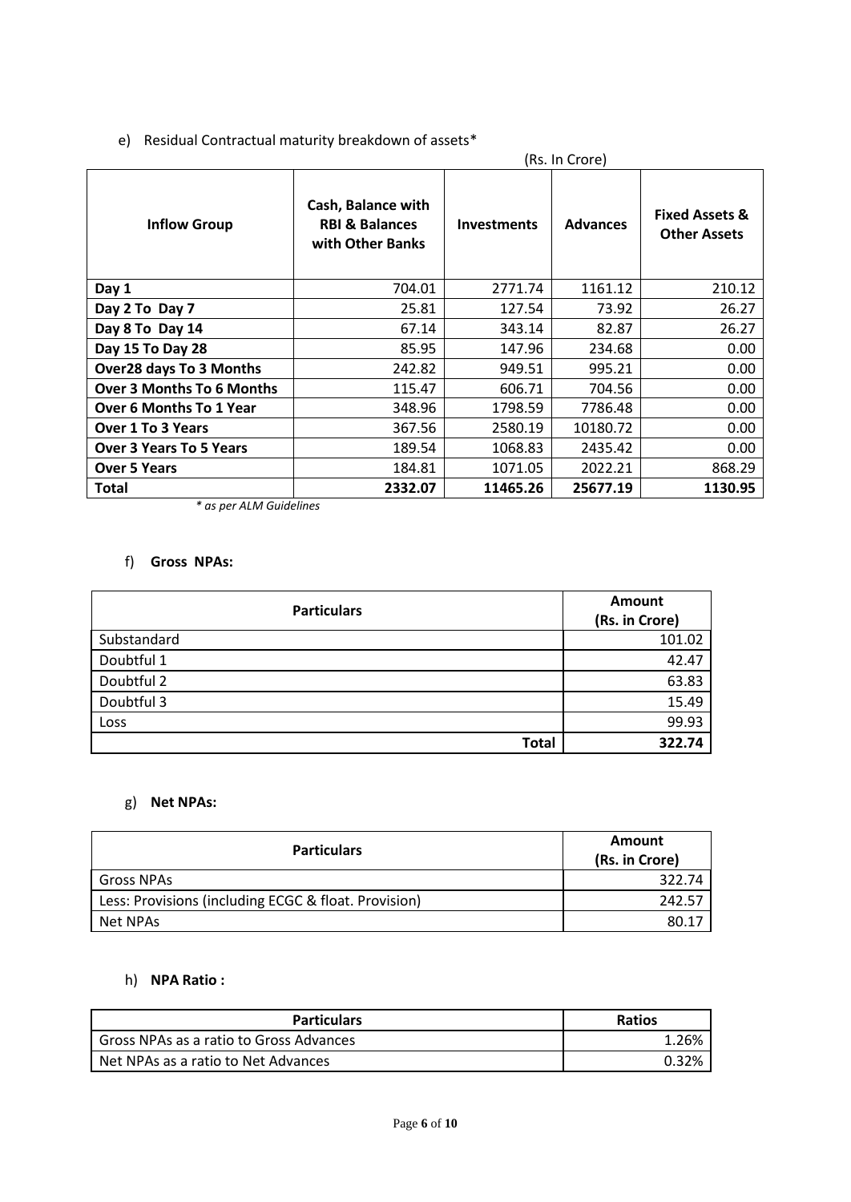e) Residual Contractual maturity breakdown of assets*

(Rs. In Crore)

| Inflow Group | Cash, Balance with RBI & Balances with Other Banks | Investments | Advances | Fixed Assets & Other Assets |
|---|---|---|---|---|
| **Day 1** | 704.01 | 2771.74 | 1161.12 | 210.12 |
| **Day 2 To Day 7** | 25.81 | 127.54 | 73.92 | 26.27 |
| **Day 8 To Day 14** | 67.14 | 343.14 | 82.87 | 26.27 |
| **Day 15 To Day 28** | 85.95 | 147.96 | 234.68 | 0.00 |
| **Over28 days To 3 Months** | 242.82 | 949.51 | 995.21 | 0.00 |
| **Over 3 Months To 6 Months** | 115.47 | 606.71 | 704.56 | 0.00 |
| **Over 6 Months To 1 Year** | 348.96 | 1798.59 | 7786.48 | 0.00 |
| **Over 1 To 3 Years** | 367.56 | 2580.19 | 10180.72 | 0.00 |
| **Over 3 Years To 5 Years** | 189.54 | 1068.83 | 2435.42 | 0.00 |
| **Over 5 Years** | 184.81 | 1071.05 | 2022.21 | 868.29 |
| **Total** | **2332.07** | **11465.26** | **25677.19** | **1130.95** |

*\* as per ALM Guidelines*

f) **Gross NPAs:**

| Particulars | Amount (Rs. in Crore) |
|---|---|
| Substandard | 101.02 |
| Doubtful 1 | 42.47 |
| Doubtful 2 | 63.83 |
| Doubtful 3 | 15.49 |
| Loss | 99.93 |
| **Total** | **322.74** |

g) **Net NPAs:**

| Particulars | Amount (Rs. in Crore) |
|---|---|
| Gross NPAs | 322.74 |
| Less: Provisions (including ECGC & float. Provision) | 242.57 |
| Net NPAs | 80.17 |

h) **NPA Ratio :**

| Particulars | Ratios |
|---|---|
| Gross NPAs as a ratio to Gross Advances | 1.26% |
| Net NPAs as a ratio to Net Advances | 0.32% |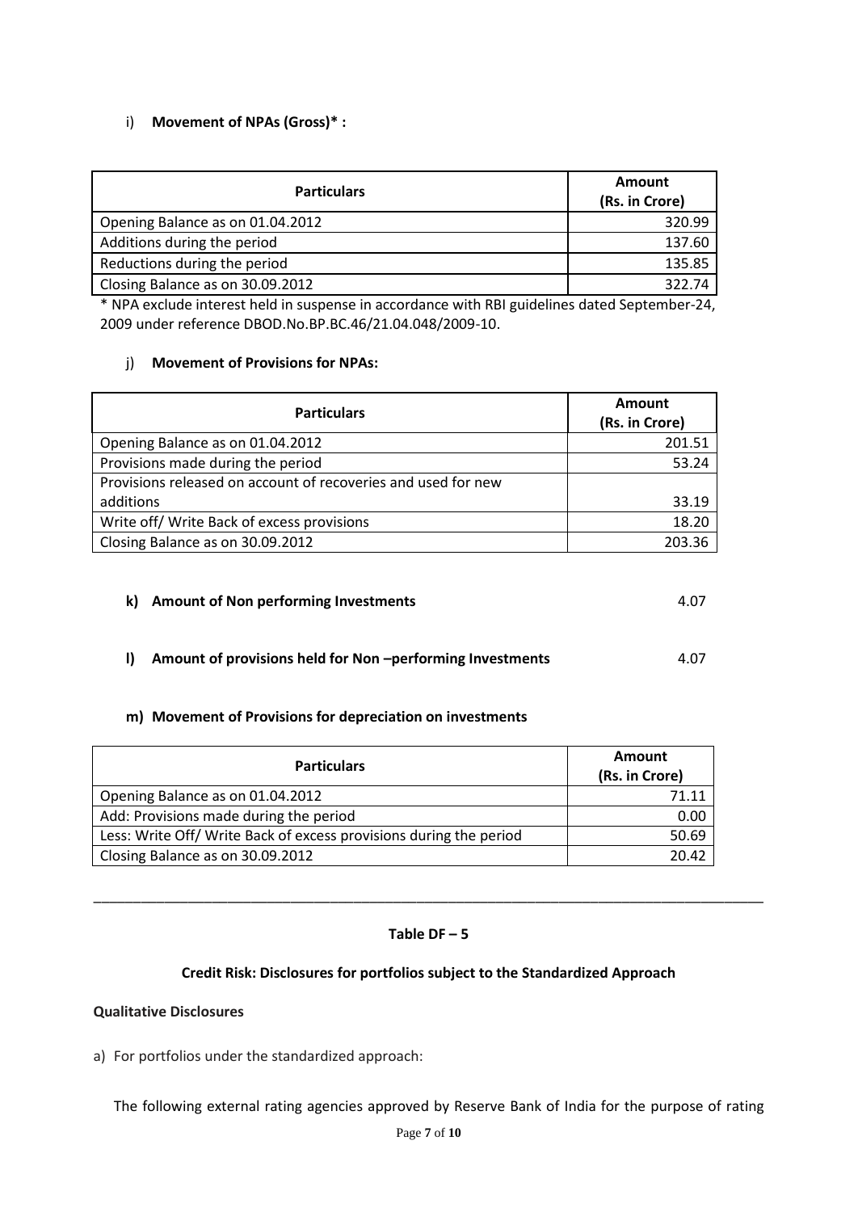i) **Movement of NPAs (Gross)* :**

| Particulars | Amount (Rs. in Crore) |
|---|---|
| Opening Balance as on 01.04.2012 | 320.99 |
| Additions during the period | 137.60 |
| Reductions during the period | 135.85 |
| Closing Balance as on 30.09.2012 | 322.74 |

* NPA exclude interest held in suspense in accordance with RBI guidelines dated September-24, 2009 under reference DBOD.No.BP.BC.46/21.04.048/2009-10.

j) **Movement of Provisions for NPAs:**

| Particulars | Amount (Rs. in Crore) |
|---|---|
| Opening Balance as on 01.04.2012 | 201.51 |
| Provisions made during the period | 53.24 |
| Provisions released on account of recoveries and used for new additions | 33.19 |
| Write off/ Write Back of excess provisions | 18.20 |
| Closing Balance as on 30.09.2012 | 203.36 |

**k) Amount of Non performing Investments** 4.07

**l) Amount of provisions held for Non –performing Investments** 4.07

**m) Movement of Provisions for depreciation on investments**

| Particulars | Amount (Rs. in Crore) |
|---|---|
| Opening Balance as on 01.04.2012 | 71.11 |
| Add: Provisions made during the period | 0.00 |
| Less: Write Off/ Write Back of excess provisions during the period | 50.69 |
| Closing Balance as on 30.09.2012 | 20.42 |

---

## Table DF – 5

### Credit Risk: Disclosures for portfolios subject to the Standardized Approach

**Qualitative Disclosures**

a) For portfolios under the standardized approach:

The following external rating agencies approved by Reserve Bank of India for the purpose of rating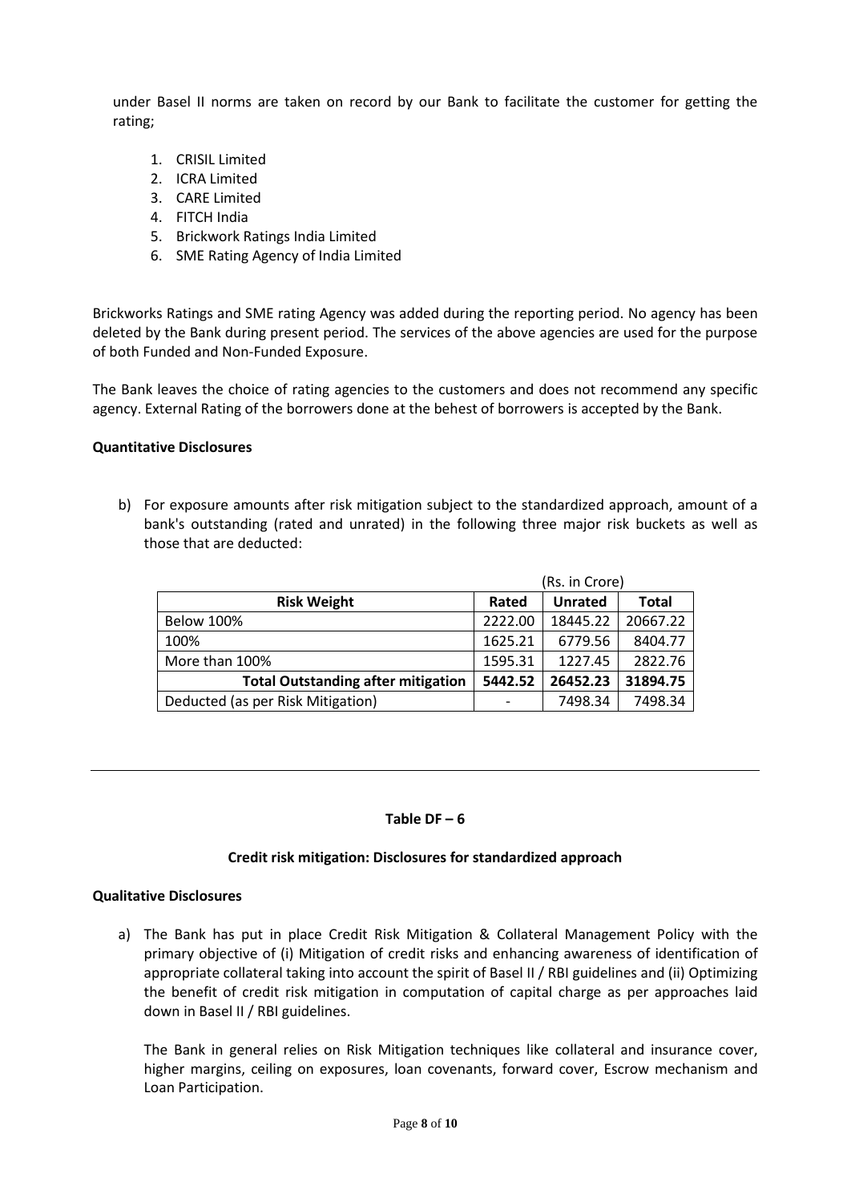under Basel II norms are taken on record by our Bank to facilitate the customer for getting the rating;

1. CRISIL Limited
2. ICRA Limited
3. CARE Limited
4. FITCH India
5. Brickwork Ratings India Limited
6. SME Rating Agency of India Limited

Brickworks Ratings and SME rating Agency was added during the reporting period. No agency has been deleted by the Bank during present period. The services of the above agencies are used for the purpose of both Funded and Non-Funded Exposure.

The Bank leaves the choice of rating agencies to the customers and does not recommend any specific agency. External Rating of the borrowers done at the behest of borrowers is accepted by the Bank.

**Quantitative Disclosures**

b) For exposure amounts after risk mitigation subject to the standardized approach, amount of a bank's outstanding (rated and unrated) in the following three major risk buckets as well as those that are deducted:

(Rs. in Crore)

| Risk Weight | Rated | Unrated | Total |
|---|---|---|---|
| Below 100% | 2222.00 | 18445.22 | 20667.22 |
| 100% | 1625.21 | 6779.56 | 8404.77 |
| More than 100% | 1595.31 | 1227.45 | 2822.76 |
| **Total Outstanding after mitigation** | **5442.52** | **26452.23** | **31894.75** |
| Deducted (as per Risk Mitigation) | - | 7498.34 | 7498.34 |

---

**Table DF – 6**

**Credit risk mitigation: Disclosures for standardized approach**

**Qualitative Disclosures**

a) The Bank has put in place Credit Risk Mitigation & Collateral Management Policy with the primary objective of (i) Mitigation of credit risks and enhancing awareness of identification of appropriate collateral taking into account the spirit of Basel II / RBI guidelines and (ii) Optimizing the benefit of credit risk mitigation in computation of capital charge as per approaches laid down in Basel II / RBI guidelines.

The Bank in general relies on Risk Mitigation techniques like collateral and insurance cover, higher margins, ceiling on exposures, loan covenants, forward cover, Escrow mechanism and Loan Participation.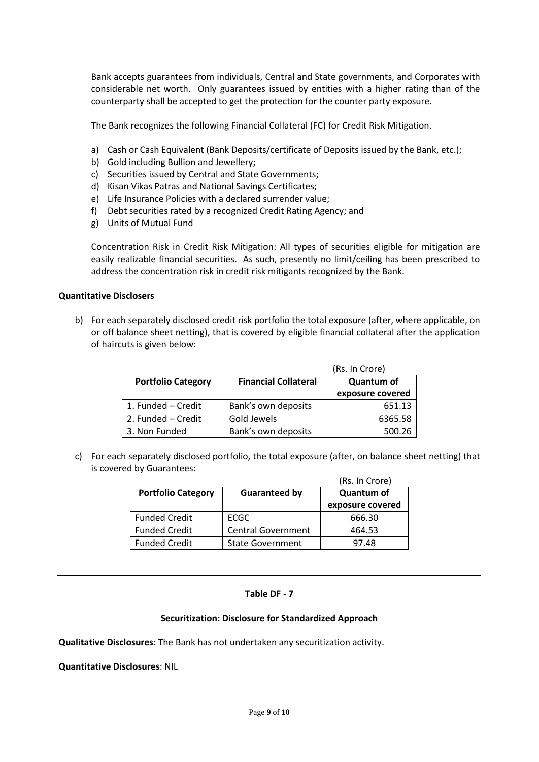Bank accepts guarantees from individuals, Central and State governments, and Corporates with considerable net worth. Only guarantees issued by entities with a higher rating than of the counterparty shall be accepted to get the protection for the counter party exposure.

The Bank recognizes the following Financial Collateral (FC) for Credit Risk Mitigation.

a) Cash or Cash Equivalent (Bank Deposits/certificate of Deposits issued by the Bank, etc.);
b) Gold including Bullion and Jewellery;
c) Securities issued by Central and State Governments;
d) Kisan Vikas Patras and National Savings Certificates;
e) Life Insurance Policies with a declared surrender value;
f) Debt securities rated by a recognized Credit Rating Agency; and
g) Units of Mutual Fund

Concentration Risk in Credit Risk Mitigation: All types of securities eligible for mitigation are easily realizable financial securities. As such, presently no limit/ceiling has been prescribed to address the concentration risk in credit risk mitigants recognized by the Bank.

**Quantitative Disclosers**

b) For each separately disclosed credit risk portfolio the total exposure (after, where applicable, on or off balance sheet netting), that is covered by eligible financial collateral after the application of haircuts is given below:

(Rs. In Crore)

| Portfolio Category | Financial Collateral | Quantum of exposure covered |
|---|---|---|
| 1. Funded – Credit | Bank's own deposits | 651.13 |
| 2. Funded – Credit | Gold Jewels | 6365.58 |
| 3. Non Funded | Bank's own deposits | 500.26 |

c) For each separately disclosed portfolio, the total exposure (after, on balance sheet netting) that is covered by Guarantees:

(Rs. In Crore)

| Portfolio Category | Guaranteed by | Quantum of exposure covered |
|---|---|---|
| Funded Credit | ECGC | 666.30 |
| Funded Credit | Central Government | 464.53 |
| Funded Credit | State Government | 97.48 |

---

### Table DF - 7

#### Securitization: Disclosure for Standardized Approach

**Qualitative Disclosures**: The Bank has not undertaken any securitization activity.

**Quantitative Disclosures**: NIL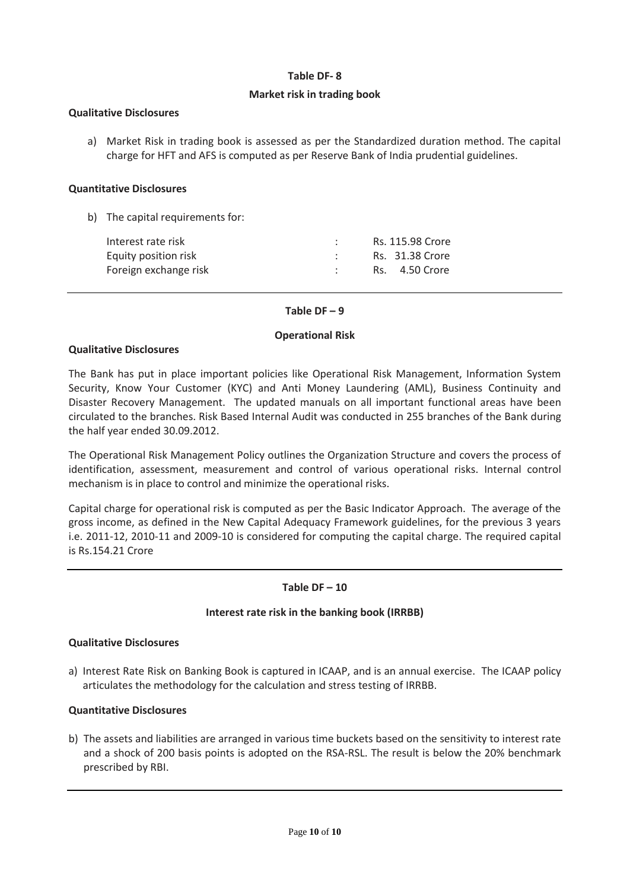## Table DF- 8

### Market risk in trading book

**Qualitative Disclosures**

a) Market Risk in trading book is assessed as per the Standardized duration method. The capital charge for HFT and AFS is computed as per Reserve Bank of India prudential guidelines.

**Quantitative Disclosures**

b) The capital requirements for:

| | | |
|---|---|---|
| Interest rate risk | : | Rs. 115.98 Crore |
| Equity position risk | : | Rs. 31.38 Crore |
| Foreign exchange risk | : | Rs. 4.50 Crore |

## Table DF – 9

### Operational Risk

**Qualitative Disclosures**

The Bank has put in place important policies like Operational Risk Management, Information System Security, Know Your Customer (KYC) and Anti Money Laundering (AML), Business Continuity and Disaster Recovery Management. The updated manuals on all important functional areas have been circulated to the branches. Risk Based Internal Audit was conducted in 255 branches of the Bank during the half year ended 30.09.2012.

The Operational Risk Management Policy outlines the Organization Structure and covers the process of identification, assessment, measurement and control of various operational risks. Internal control mechanism is in place to control and minimize the operational risks.

Capital charge for operational risk is computed as per the Basic Indicator Approach. The average of the gross income, as defined in the New Capital Adequacy Framework guidelines, for the previous 3 years i.e. 2011-12, 2010-11 and 2009-10 is considered for computing the capital charge. The required capital is Rs.154.21 Crore

## Table DF – 10

### Interest rate risk in the banking book (IRRBB)

**Qualitative Disclosures**

a) Interest Rate Risk on Banking Book is captured in ICAAP, and is an annual exercise. The ICAAP policy articulates the methodology for the calculation and stress testing of IRRBB.

**Quantitative Disclosures**

b) The assets and liabilities are arranged in various time buckets based on the sensitivity to interest rate and a shock of 200 basis points is adopted on the RSA-RSL. The result is below the 20% benchmark prescribed by RBI.